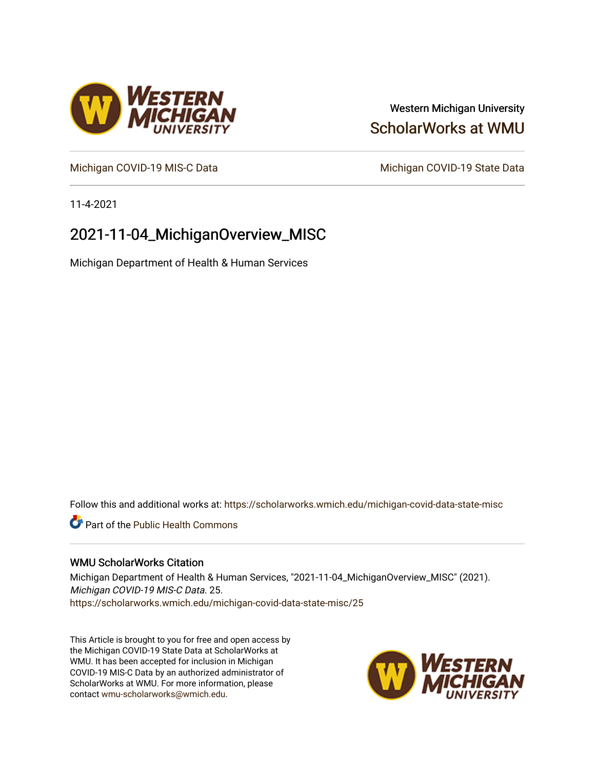Western Michigan University

ScholarWorks at WMU

Michigan COVID-19 MIS-C Data

Michigan COVID-19 State Data

11-4-2021

# 2021-11-04_MichiganOverview_MISC

Michigan Department of Health & Human Services

Follow this and additional works at: https://scholarworks.wmich.edu/michigan-covid-data-state-misc

Part of the Public Health Commons

## WMU ScholarWorks Citation

Michigan Department of Health & Human Services, "2021-11-04_MichiganOverview_MISC" (2021). *Michigan COVID-19 MIS-C Data*. 25.
https://scholarworks.wmich.edu/michigan-covid-data-state-misc/25

This Article is brought to you for free and open access by the Michigan COVID-19 State Data at ScholarWorks at WMU. It has been accepted for inclusion in Michigan COVID-19 MIS-C Data by an authorized administrator of ScholarWorks at WMU. For more information, please contact wmu-scholarworks@wmich.edu.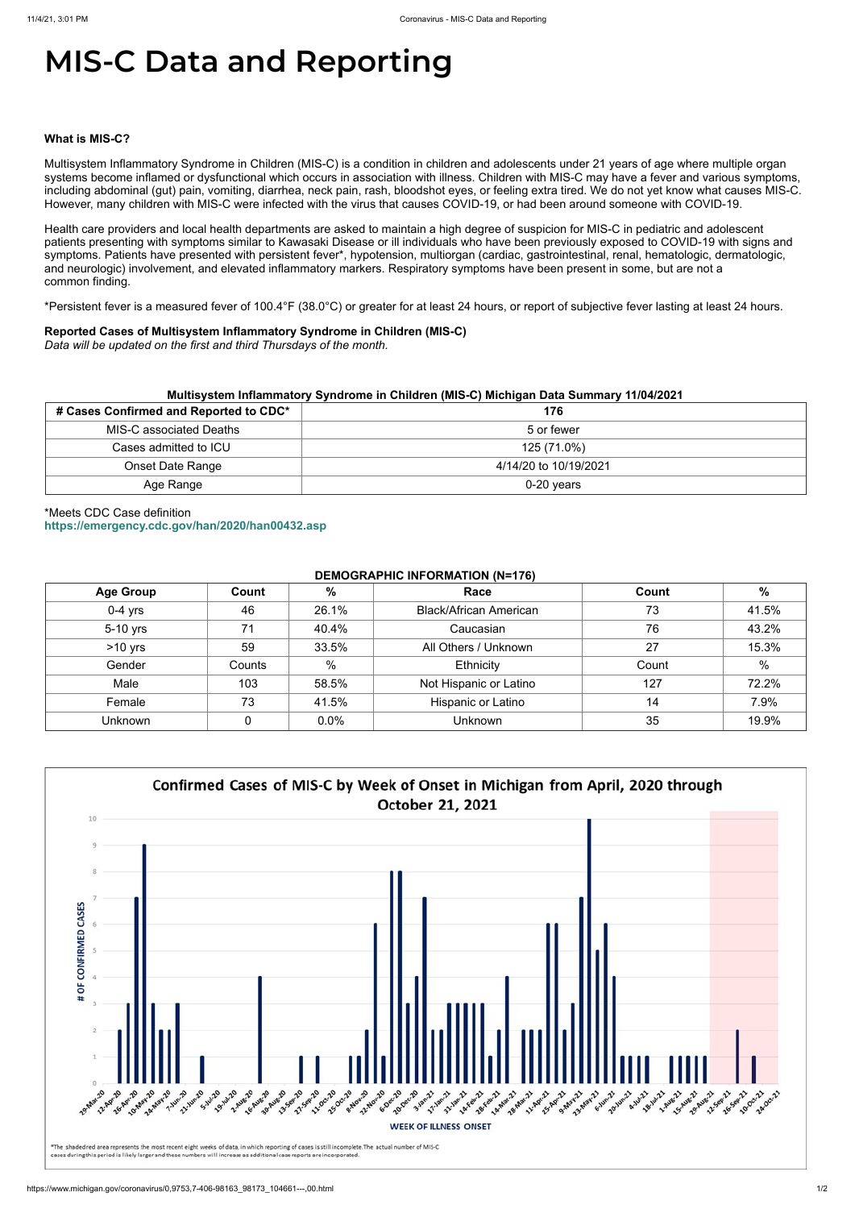# MIS-C Data and Reporting

**What is MIS-C?**

Multisystem Inflammatory Syndrome in Children (MIS-C) is a condition in children and adolescents under 21 years of age where multiple organ systems become inflamed or dysfunctional which occurs in association with illness. Children with MIS-C may have a fever and various symptoms, including abdominal (gut) pain, vomiting, diarrhea, neck pain, rash, bloodshot eyes, or feeling extra tired. We do not yet know what causes MIS-C. However, many children with MIS-C were infected with the virus that causes COVID-19, or had been around someone with COVID-19.

Health care providers and local health departments are asked to maintain a high degree of suspicion for MIS-C in pediatric and adolescent patients presenting with symptoms similar to Kawasaki Disease or ill individuals who have been previously exposed to COVID-19 with signs and symptoms. Patients have presented with persistent fever*, hypotension, multiorgan (cardiac, gastrointestinal, renal, hematologic, dermatologic, and neurologic) involvement, and elevated inflammatory markers. Respiratory symptoms have been present in some, but are not a common finding.

*Persistent fever is a measured fever of 100.4°F (38.0°C) or greater for at least 24 hours, or report of subjective fever lasting at least 24 hours.

**Reported Cases of Multisystem Inflammatory Syndrome in Children (MIS-C)**
*Data will be updated on the first and third Thursdays of the month.*

**Multisystem Inflammatory Syndrome in Children (MIS-C) Michigan Data Summary 11/04/2021**

| # Cases Confirmed and Reported to CDC* | 176 |
|---|---|
| MIS-C associated Deaths | 5 or fewer |
| Cases admitted to ICU | 125 (71.0%) |
| Onset Date Range | 4/14/20 to 10/19/2021 |
| Age Range | 0-20 years |

*Meets CDC Case definition
https://emergency.cdc.gov/han/2020/han00432.asp

**DEMOGRAPHIC INFORMATION (N=176)**

| Age Group | Count | % | Race | Count | % |
|---|---|---|---|---|---|
| 0-4 yrs | 46 | 26.1% | Black/African American | 73 | 41.5% |
| 5-10 yrs | 71 | 40.4% | Caucasian | 76 | 43.2% |
| >10 yrs | 59 | 33.5% | All Others / Unknown | 27 | 15.3% |
| Gender | Counts | % | Ethnicity | Count | % |
| Male | 103 | 58.5% | Not Hispanic or Latino | 127 | 72.2% |
| Female | 73 | 41.5% | Hispanic or Latino | 14 | 7.9% |
| Unknown | 0 | 0.0% | Unknown | 35 | 19.9% |

**Confirmed Cases of MIS-C by Week of Onset in Michigan from April, 2020 through October 21, 2021**

*The shaded red area represents the most recent eight weeks of data, in which reporting of cases is still incomplete. The actual number of MIS-C cases during this period is likely larger and these numbers will increase as additional case reports are incorporated.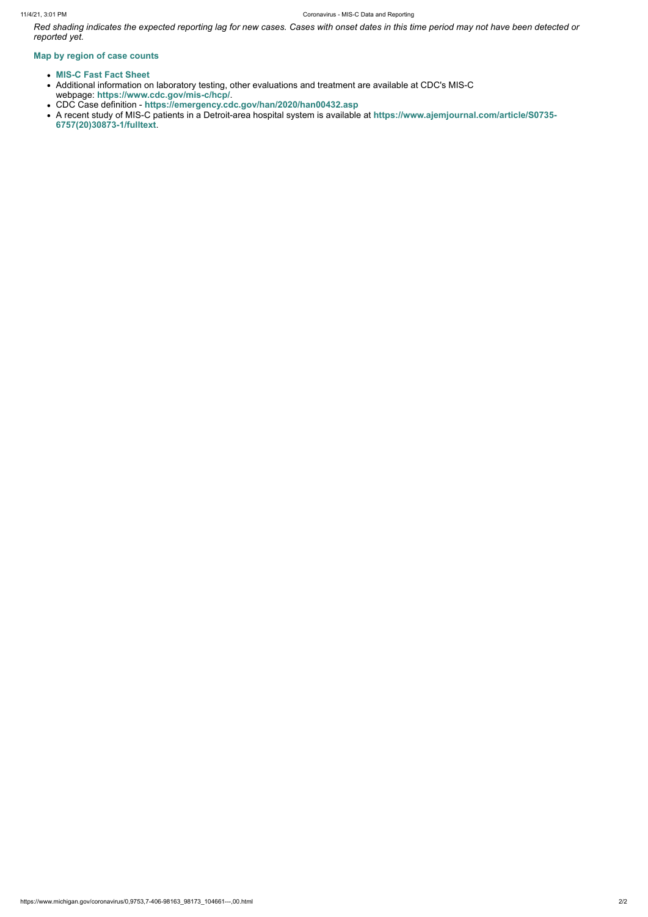*Red shading indicates the expected reporting lag for new cases. Cases with onset dates in this time period may not have been detected or reported yet.*

**Map by region of case counts**

- **MIS-C Fast Fact Sheet**
- Additional information on laboratory testing, other evaluations and treatment are available at CDC's MIS-C webpage: **https://www.cdc.gov/mis-c/hcp/**.
- CDC Case definition - **https://emergency.cdc.gov/han/2020/han00432.asp**
- A recent study of MIS-C patients in a Detroit-area hospital system is available at **https://www.ajemjournal.com/article/S0735-6757(20)30873-1/fulltext**.